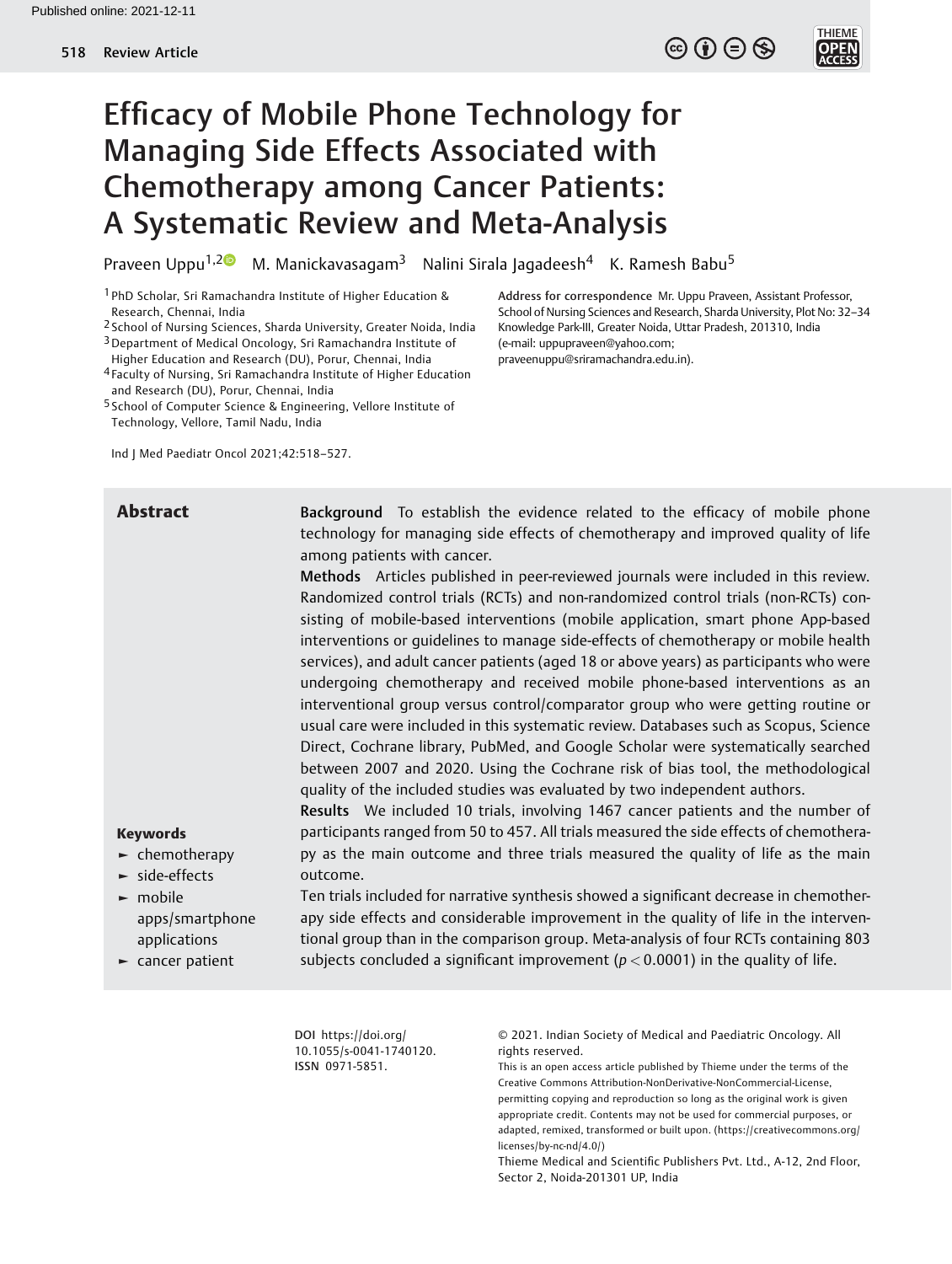# Efficacy of Mobile Phone Technology for Managing Side Effects Associated with Chemotherapy among Cancer Patients: A Systematic Review and Meta-Analysis

Praveen Uppu[1,2] M. Manickavasagam[3] Nalini Sirala Jagadeesh[4] K. Ramesh Babu[5]

[1] PhD Scholar, Sri Ramachandra Institute of Higher Education & Research, Chennai, India
[2] School of Nursing Sciences, Sharda University, Greater Noida, India
[3] Department of Medical Oncology, Sri Ramachandra Institute of Higher Education and Research (DU), Porur, Chennai, India
[4] Faculty of Nursing, Sri Ramachandra Institute of Higher Education and Research (DU), Porur, Chennai, India
[5] School of Computer Science & Engineering, Vellore Institute of Technology, Vellore, Tamil Nadu, India

**Address for correspondence** Mr. Uppu Praveen, Assistant Professor, School of Nursing Sciences and Research, Sharda University, Plot No: 32–34 Knowledge Park-III, Greater Noida, Uttar Pradesh, 201310, India (e-mail: uppupraveen@yahoo.com; praveenuppu@sriramachandra.edu.in).

Ind J Med Paediatr Oncol 2021;42:518–527.

## Abstract

**Background** To establish the evidence related to the efficacy of mobile phone technology for managing side effects of chemotherapy and improved quality of life among patients with cancer.

**Methods** Articles published in peer-reviewed journals were included in this review. Randomized control trials (RCTs) and non-randomized control trials (non-RCTs) consisting of mobile-based interventions (mobile application, smart phone App-based interventions or guidelines to manage side-effects of chemotherapy or mobile health services), and adult cancer patients (aged 18 or above years) as participants who were undergoing chemotherapy and received mobile phone-based interventions as an interventional group versus control/comparator group who were getting routine or usual care were included in this systematic review. Databases such as Scopus, Science Direct, Cochrane library, PubMed, and Google Scholar were systematically searched between 2007 and 2020. Using the Cochrane risk of bias tool, the methodological quality of the included studies was evaluated by two independent authors.

**Results** We included 10 trials, involving 1467 cancer patients and the number of participants ranged from 50 to 457. All trials measured the side effects of chemotherapy as the main outcome and three trials measured the quality of life as the main outcome.

Ten trials included for narrative synthesis showed a significant decrease in chemotherapy side effects and considerable improvement in the quality of life in the interventional group than in the comparison group. Meta-analysis of four RCTs containing 803 subjects concluded a significant improvement ($p < 0.0001$) in the quality of life.

**Keywords**

- chemotherapy
- side-effects
- mobile apps/smartphone applications
- cancer patient

**DOI** https://doi.org/10.1055/s-0041-1740120.
**ISSN** 0971-5851.

© 2021. Indian Society of Medical and Paediatric Oncology. All rights reserved.

This is an open access article published by Thieme under the terms of the Creative Commons Attribution-NonDerivative-NonCommercial-License, permitting copying and reproduction so long as the original work is given appropriate credit. Contents may not be used for commercial purposes, or adapted, remixed, transformed or built upon. (https://creativecommons.org/licenses/by-nc-nd/4.0/)

Thieme Medical and Scientific Publishers Pvt. Ltd., A-12, 2nd Floor, Sector 2, Noida-201301 UP, India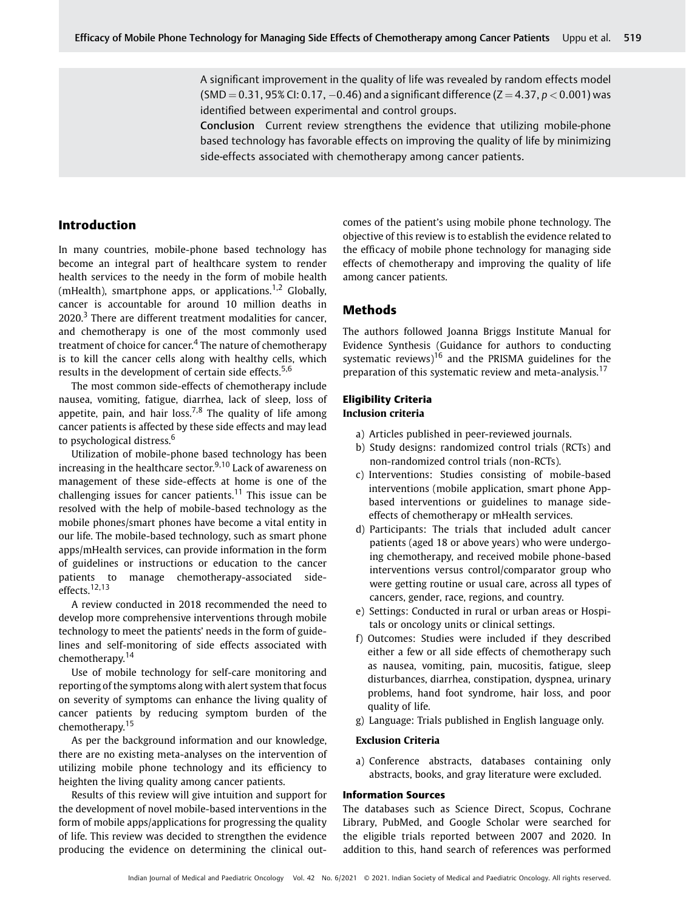A significant improvement in the quality of life was revealed by random effects model (SMD = 0.31, 95% CI: 0.17, −0.46) and a significant difference (Z = 4.37, $p < 0.001$) was identified between experimental and control groups.

**Conclusion** Current review strengthens the evidence that utilizing mobile-phone based technology has favorable effects on improving the quality of life by minimizing side-effects associated with chemotherapy among cancer patients.

## Introduction

In many countries, mobile-phone based technology has become an integral part of healthcare system to render health services to the needy in the form of mobile health (mHealth), smartphone apps, or applications.[1,2] Globally, cancer is accountable for around 10 million deaths in 2020.[3] There are different treatment modalities for cancer, and chemotherapy is one of the most commonly used treatment of choice for cancer.[4] The nature of chemotherapy is to kill the cancer cells along with healthy cells, which results in the development of certain side effects.[5,6]

The most common side-effects of chemotherapy include nausea, vomiting, fatigue, diarrhea, lack of sleep, loss of appetite, pain, and hair loss.[7,8] The quality of life among cancer patients is affected by these side effects and may lead to psychological distress.[6]

Utilization of mobile-phone based technology has been increasing in the healthcare sector.[9,10] Lack of awareness on management of these side-effects at home is one of the challenging issues for cancer patients.[11] This issue can be resolved with the help of mobile-based technology as the mobile phones/smart phones have become a vital entity in our life. The mobile-based technology, such as smart phone apps/mHealth services, can provide information in the form of guidelines or instructions or education to the cancer patients to manage chemotherapy-associated side-effects.[12,13]

A review conducted in 2018 recommended the need to develop more comprehensive interventions through mobile technology to meet the patients' needs in the form of guidelines and self-monitoring of side effects associated with chemotherapy.[14]

Use of mobile technology for self-care monitoring and reporting of the symptoms along with alert system that focus on severity of symptoms can enhance the living quality of cancer patients by reducing symptom burden of the chemotherapy.[15]

As per the background information and our knowledge, there are no existing meta-analyses on the intervention of utilizing mobile phone technology and its efficiency to heighten the living quality among cancer patients.

Results of this review will give intuition and support for the development of novel mobile-based interventions in the form of mobile apps/applications for progressing the quality of life. This review was decided to strengthen the evidence producing the evidence on determining the clinical outcomes of the patient's using mobile phone technology. The objective of this review is to establish the evidence related to the efficacy of mobile phone technology for managing side effects of chemotherapy and improving the quality of life among cancer patients.

## Methods

The authors followed Joanna Briggs Institute Manual for Evidence Synthesis (Guidance for authors to conducting systematic reviews)[16] and the PRISMA guidelines for the preparation of this systematic review and meta-analysis.[17]

### Eligibility Criteria

#### Inclusion criteria

a) Articles published in peer-reviewed journals.
b) Study designs: randomized control trials (RCTs) and non-randomized control trials (non-RCTs).
c) Interventions: Studies consisting of mobile-based interventions (mobile application, smart phone App-based interventions or guidelines to manage side-effects of chemotherapy or mHealth services.
d) Participants: The trials that included adult cancer patients (aged 18 or above years) who were undergoing chemotherapy, and received mobile phone-based interventions versus control/comparator group who were getting routine or usual care, across all types of cancers, gender, race, regions, and country.
e) Settings: Conducted in rural or urban areas or Hospitals or oncology units or clinical settings.
f) Outcomes: Studies were included if they described either a few or all side effects of chemotherapy such as nausea, vomiting, pain, mucositis, fatigue, sleep disturbances, diarrhea, constipation, dyspnea, urinary problems, hand foot syndrome, hair loss, and poor quality of life.
g) Language: Trials published in English language only.

#### Exclusion Criteria

a) Conference abstracts, databases containing only abstracts, books, and gray literature were excluded.

### Information Sources

The databases such as Science Direct, Scopus, Cochrane Library, PubMed, and Google Scholar were searched for the eligible trials reported between 2007 and 2020. In addition to this, hand search of references was performed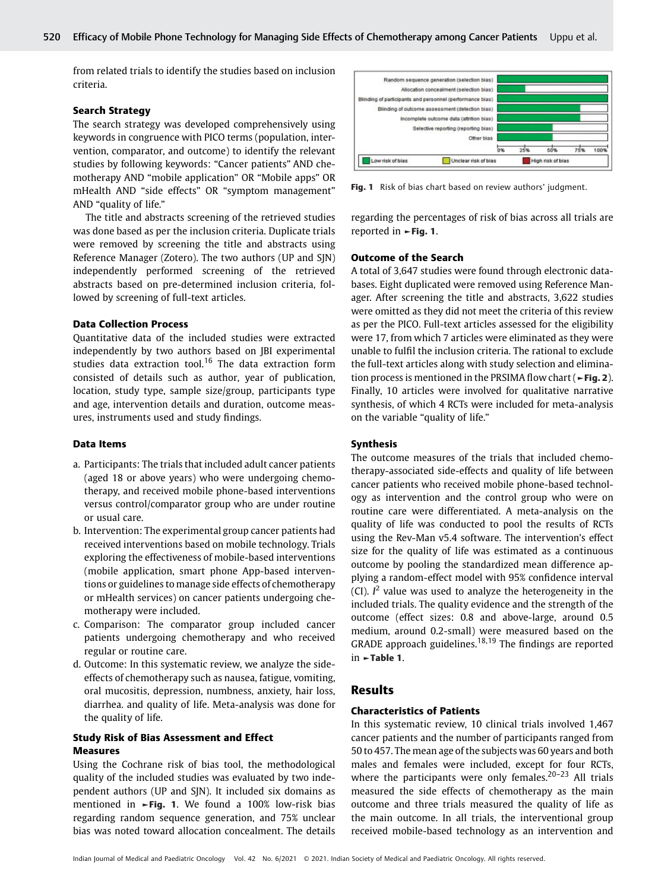from related trials to identify the studies based on inclusion criteria.

### Search Strategy

The search strategy was developed comprehensively using keywords in congruence with PICO terms (population, intervention, comparator, and outcome) to identify the relevant studies by following keywords: "Cancer patients" AND chemotherapy AND "mobile application" OR "Mobile apps" OR mHealth AND "side effects" OR "symptom management" AND "quality of life."

The title and abstracts screening of the retrieved studies was done based as per the inclusion criteria. Duplicate trials were removed by screening the title and abstracts using Reference Manager (Zotero). The two authors (UP and SJN) independently performed screening of the retrieved abstracts based on pre-determined inclusion criteria, followed by screening of full-text articles.

### Data Collection Process

Quantitative data of the included studies were extracted independently by two authors based on JBI experimental studies data extraction tool.[16] The data extraction form consisted of details such as author, year of publication, location, study type, sample size/group, participants type and age, intervention details and duration, outcome measures, instruments used and study findings.

### Data Items

a. Participants: The trials that included adult cancer patients (aged 18 or above years) who were undergoing chemotherapy, and received mobile phone-based interventions versus control/comparator group who are under routine or usual care.
b. Intervention: The experimental group cancer patients had received interventions based on mobile technology. Trials exploring the effectiveness of mobile-based interventions (mobile application, smart phone App-based interventions or guidelines to manage side effects of chemotherapy or mHealth services) on cancer patients undergoing chemotherapy were included.
c. Comparison: The comparator group included cancer patients undergoing chemotherapy and who received regular or routine care.
d. Outcome: In this systematic review, we analyze the side-effects of chemotherapy such as nausea, fatigue, vomiting, oral mucositis, depression, numbness, anxiety, hair loss, diarrhea. and quality of life. Meta-analysis was done for the quality of life.

### Study Risk of Bias Assessment and Effect Measures

Using the Cochrane risk of bias tool, the methodological quality of the included studies was evaluated by two independent authors (UP and SJN). It included six domains as mentioned in ►Fig. 1. We found a 100% low-risk bias regarding random sequence generation, and 75% unclear bias was noted toward allocation concealment. The details regarding the percentages of risk of bias across all trials are reported in ►Fig. 1.

Fig. 1 Risk of bias chart based on review authors' judgment.

### Outcome of the Search

A total of 3,647 studies were found through electronic databases. Eight duplicated were removed using Reference Manager. After screening the title and abstracts, 3,622 studies were omitted as they did not meet the criteria of this review as per the PICO. Full-text articles assessed for the eligibility were 17, from which 7 articles were eliminated as they were unable to fulfil the inclusion criteria. The rational to exclude the full-text articles along with study selection and elimination process is mentioned in the PRSIMA flow chart (►Fig. 2). Finally, 10 articles were involved for qualitative narrative synthesis, of which 4 RCTs were included for meta-analysis on the variable "quality of life."

### Synthesis

The outcome measures of the trials that included chemotherapy-associated side-effects and quality of life between cancer patients who received mobile phone-based technology as intervention and the control group who were on routine care were differentiated. A meta-analysis on the quality of life was conducted to pool the results of RCTs using the Rev-Man v5.4 software. The intervention's effect size for the quality of life was estimated as a continuous outcome by pooling the standardized mean difference applying a random-effect model with 95% confidence interval (CI). $I^2$ value was used to analyze the heterogeneity in the included trials. The quality evidence and the strength of the outcome (effect sizes: 0.8 and above-large, around 0.5 medium, around 0.2-small) were measured based on the GRADE approach guidelines.[18,19] The findings are reported in ►Table 1.

## Results

### Characteristics of Patients

In this systematic review, 10 clinical trials involved 1,467 cancer patients and the number of participants ranged from 50 to 457. The mean age of the subjects was 60 years and both males and females were included, except for four RCTs, where the participants were only females.[20–23] All trials measured the side effects of chemotherapy as the main outcome and three trials measured the quality of life as the main outcome. In all trials, the interventional group received mobile-based technology as an intervention and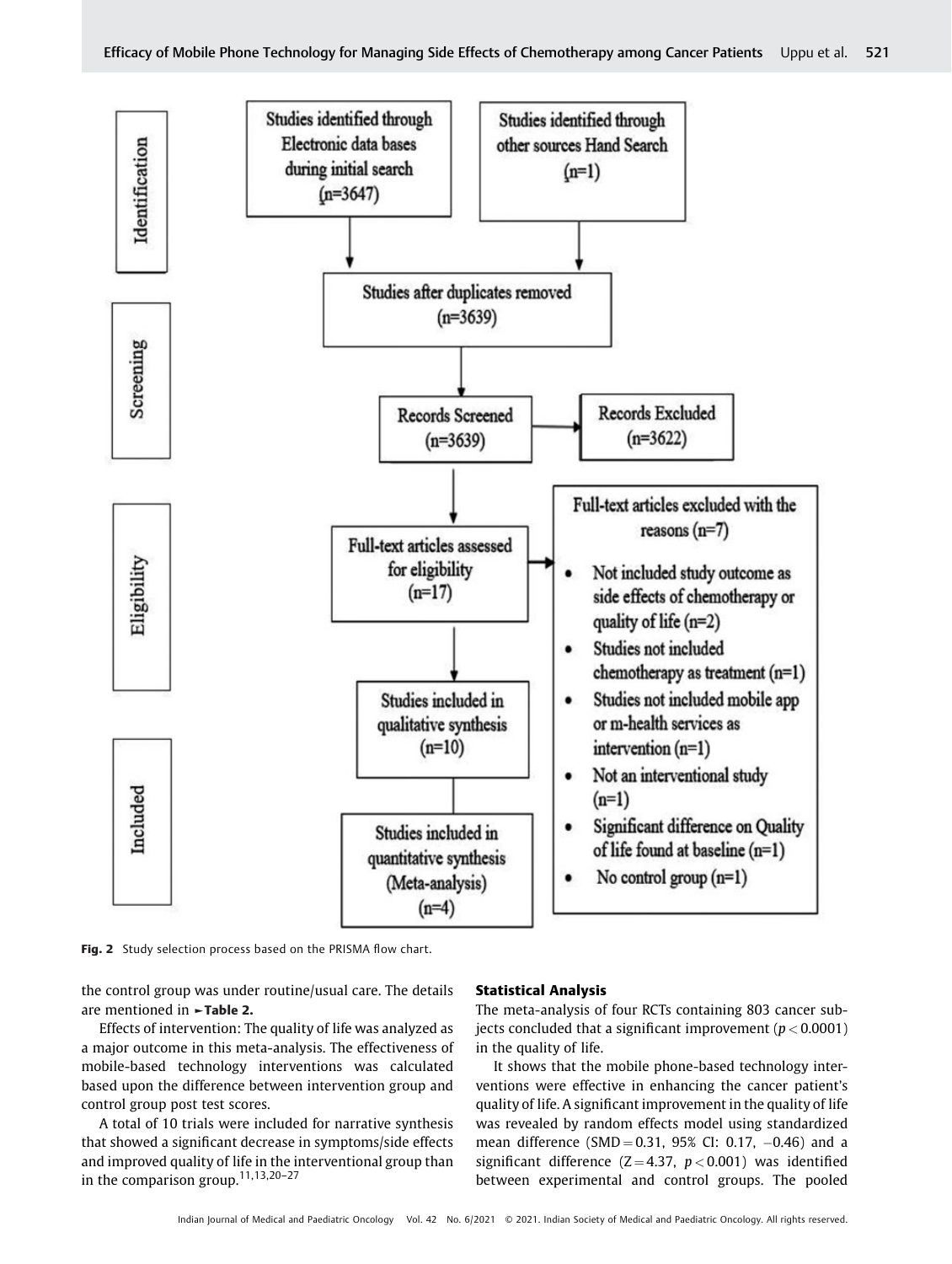Identification

Studies identified through Electronic data bases during initial search (n=3647)

Studies identified through other sources Hand Search (n=1)

Screening

Studies after duplicates removed (n=3639)

Records Screened (n=3639)

Records Excluded (n=3622)

Eligibility

Full-text articles assessed for eligibility (n=17)

Full-text articles excluded with the reasons (n=7)

- Not included study outcome as side effects of chemotherapy or quality of life (n=2)
- Studies not included chemotherapy as treatment (n=1)
- Studies not included mobile app or m-health services as intervention (n=1)
- Not an interventional study (n=1)
- Significant difference on Quality of life found at baseline (n=1)
- No control group (n=1)

Included

Studies included in qualitative synthesis (n=10)

Studies included in quantitative synthesis (Meta-analysis) (n=4)

**Fig. 2** Study selection process based on the PRISMA flow chart.

the control group was under routine/usual care. The details are mentioned in ►**Table 2.**

Effects of intervention: The quality of life was analyzed as a major outcome in this meta-analysis. The effectiveness of mobile-based technology interventions was calculated based upon the difference between intervention group and control group post test scores.

A total of 10 trials were included for narrative synthesis that showed a significant decrease in symptoms/side effects and improved quality of life in the interventional group than in the comparison group.[11,13,20–27]

### Statistical Analysis

The meta-analysis of four RCTs containing 803 cancer subjects concluded that a significant improvement ($p < 0.0001$) in the quality of life.

It shows that the mobile phone-based technology interventions were effective in enhancing the cancer patient's quality of life. A significant improvement in the quality of life was revealed by random effects model using standardized mean difference (SMD = 0.31, 95% CI: 0.17, −0.46) and a significant difference ($Z = 4.37$, $p < 0.001$) was identified between experimental and control groups. The pooled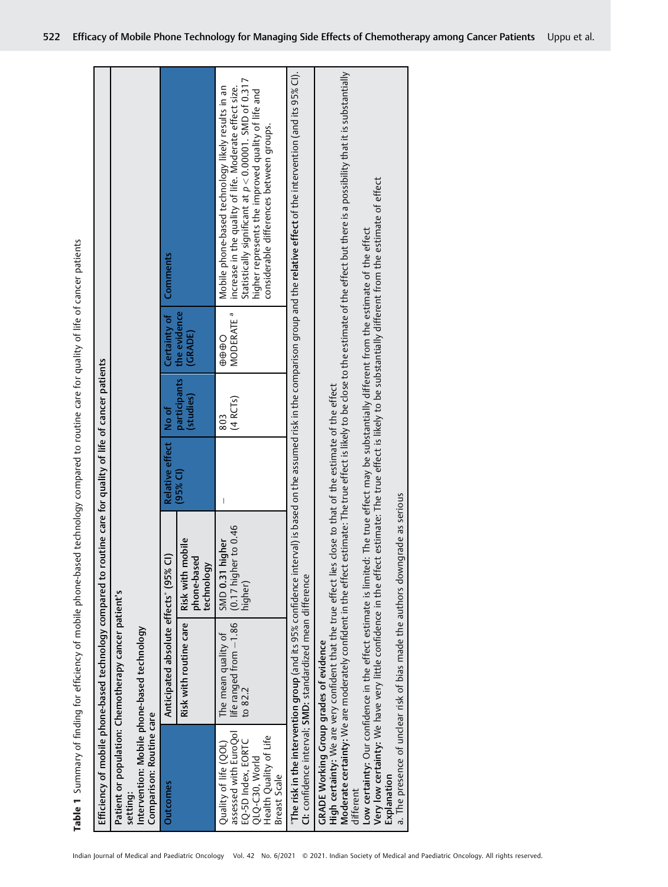**Table 1** Summary of finding for efficiency of mobile phone-based technology compared to routine care for quality of life of cancer patients

| Efficiency of mobile phone-based technology compared to routine care for quality of life of cancer patients | | | | | | |
|---|---|---|---|---|---|---|
| Patient or population: Chemotherapy cancer patient's<br>setting:<br>Intervention: Mobile phone-based technology<br>Comparison: Routine care | | | | | | |
| Outcomes | Anticipated absolute effects* (95% CI) | | Relative effect (95% CI) | No of participants (studies) | Certainty of the evidence (GRADE) | Comments |
| | Risk with routine care | Risk with mobile phone-based technology | | | | |
| Quality of life (QOL) assessed with EuroQol EQ-5D Index, EORTC QLQ-C30, World Health Quality of Life Breast Scale | The mean quality of life ranged from −1.86 to 82.2 | SMD **0.31 higher** (0.17 higher to 0.46 higher) | – | 803 (4 RCTs) | ⊕⊕⊕○ MODERATE [a] | Mobile phone-based technology likely results in an increase in the quality of life. Moderate effect size. Statistically significant at $p < 0.00001$. SMD of 0.317 higher represents the improved quality of life and considerable differences between groups. |

*__The risk in the intervention group__ (and its 95% confidence interval) is based on the assumed risk in the comparison group and the **relative effect** of the intervention (and its 95% CI).
**CI:** confidence interval; **SMD:** standardized mean difference

**GRADE Working Group grades of evidence**
**High certainty:** We are very confident that the true effect lies close to that of the estimate of the effect
**Moderate certainty:** We are moderately confident in the effect estimate: The true effect is likely to be close to the estimate of the effect but there is a possibility that it is substantially different
**Low certainty:** Our confidence in the effect estimate is limited: The true effect may be substantially different from the estimate of the effect
**Very low certainty:** We have very little confidence in the effect estimate: The true effect is likely to be substantially different from the estimate of effect

**Explanation**
a. The presence of unclear risk of bias made the authors downgrade as serious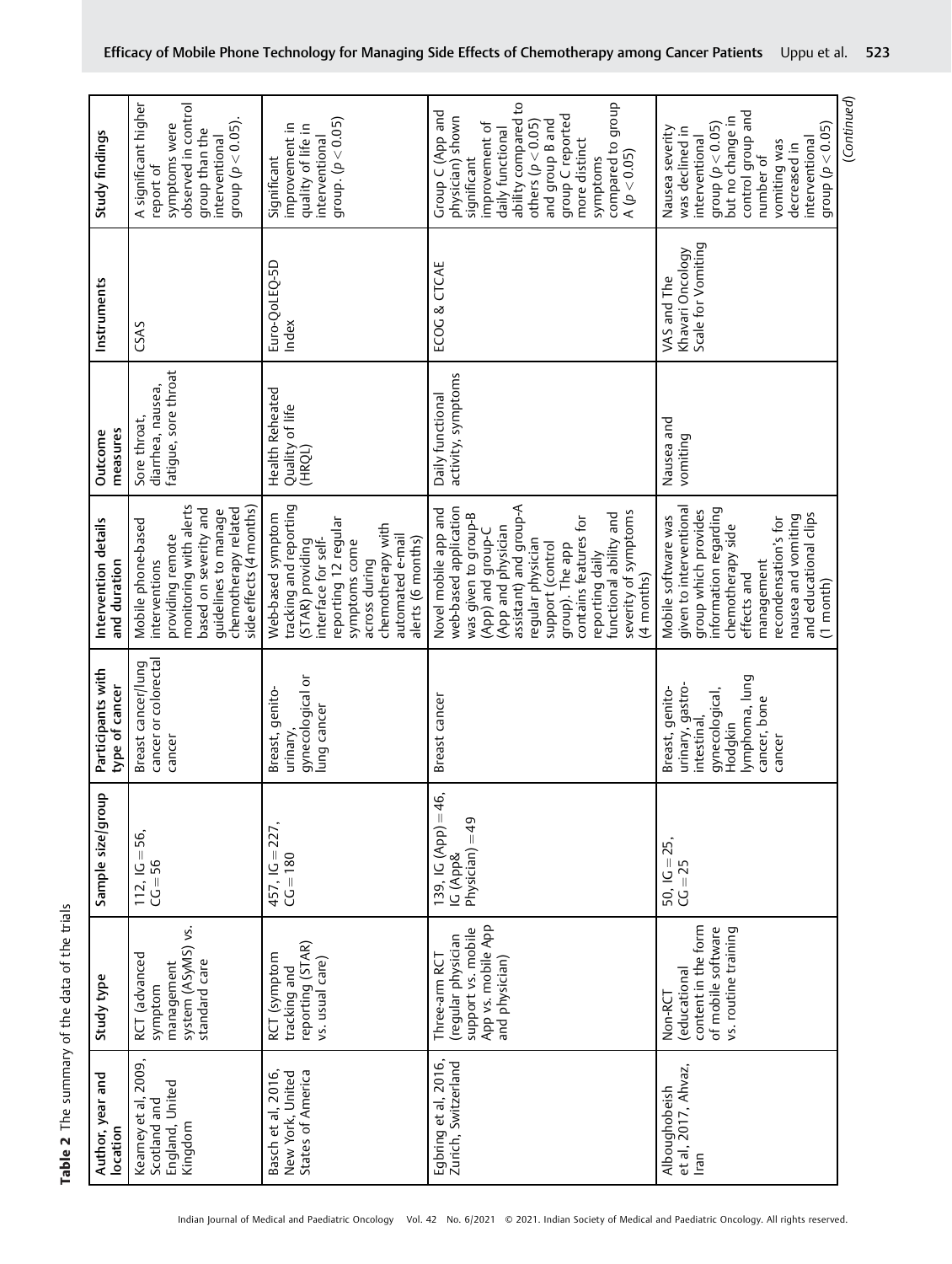**Table 2** The summary of the data of the trials

| Author, year and location | Study type | Sample size/group | Participants with type of cancer | Intervention details and duration | Outcome measures | Instruments | Study findings |
|---|---|---|---|---|---|---|---|
| Kearney et al, 2009, Scotland and England, United Kingdom | RCT (advanced symptom management system (ASyMS) vs. standard care | 112, IG = 56, CG = 56 | Breast cancer/lung cancer or colorectal cancer | Mobile phone-based interventions providing remote monitoring with alerts based on severity and guidelines to manage chemotherapy related side effects (4 months) | Sore throat, diarrhea, nausea, fatigue, sore throat | CSAS | A significant higher report of symptoms were observed in control group than the interventional group ($p < 0.05$). |
| Basch et al, 2016, New York, United States of America | RCT (symptom tracking and reporting (STAR) vs. usual care) | 457, IG = 227, CG = 180 | Breast, genito-urinary, gynecological or lung cancer | Web-based symptom tracking and reporting (STAR) providing interface for self-reporting 12 regular symptoms come across during chemotherapy with automated e-mail alerts (6 months) | Health Reheated Quality of life (HRQL) | Euro-QoLEQ-5D Index | Significant improvement in quality of life in interventional group. ($p < 0.05$) |
| Egbring et al, 2016, Zurich, Switzerland | Three-arm RCT (regular physician support vs. mobile App vs. mobile App and physician) | 139, IG (App) = 46, IG (App& Physician) = 49 | Breast cancer | Novel mobile app and web-based application was given to group-B (App) and group-C (App and physician assistant) and group-A regular physician support (control group). The app contains features for reporting daily functional ability and severity of symptoms (4 months) | Daily functional activity, symptoms | ECOG & CTCAE | Group C (App and physician) shown significant improvement of daily functional ability compared to others ($p < 0.05$) and group B and group C reported more distinct symptoms compared to group A ($p < 0.05$) |
| Alboughobeish et al, 2017, Ahvaz, Iran | Non-RCT (educational content in the form of mobile software vs. routine training | 50, IG = 25, CG = 25 | Breast, genito-urinary, gastro-intestinal, gynecological, Hodgkin lymphoma, lung cancer, bone cancer | Mobile software was given to interventional group which provides information regarding chemotherapy side effects and management recondensation's for nausea and vomiting and educational clips (1 month) | Nausea and vomiting | VAS and The Khavari Oncology Scale for Vomiting | Nausea severity was declined in interventional group ($p < 0.05$) but no change in control group and number of vomiting was decreased in interventional group ($p < 0.05$) |

(Continued)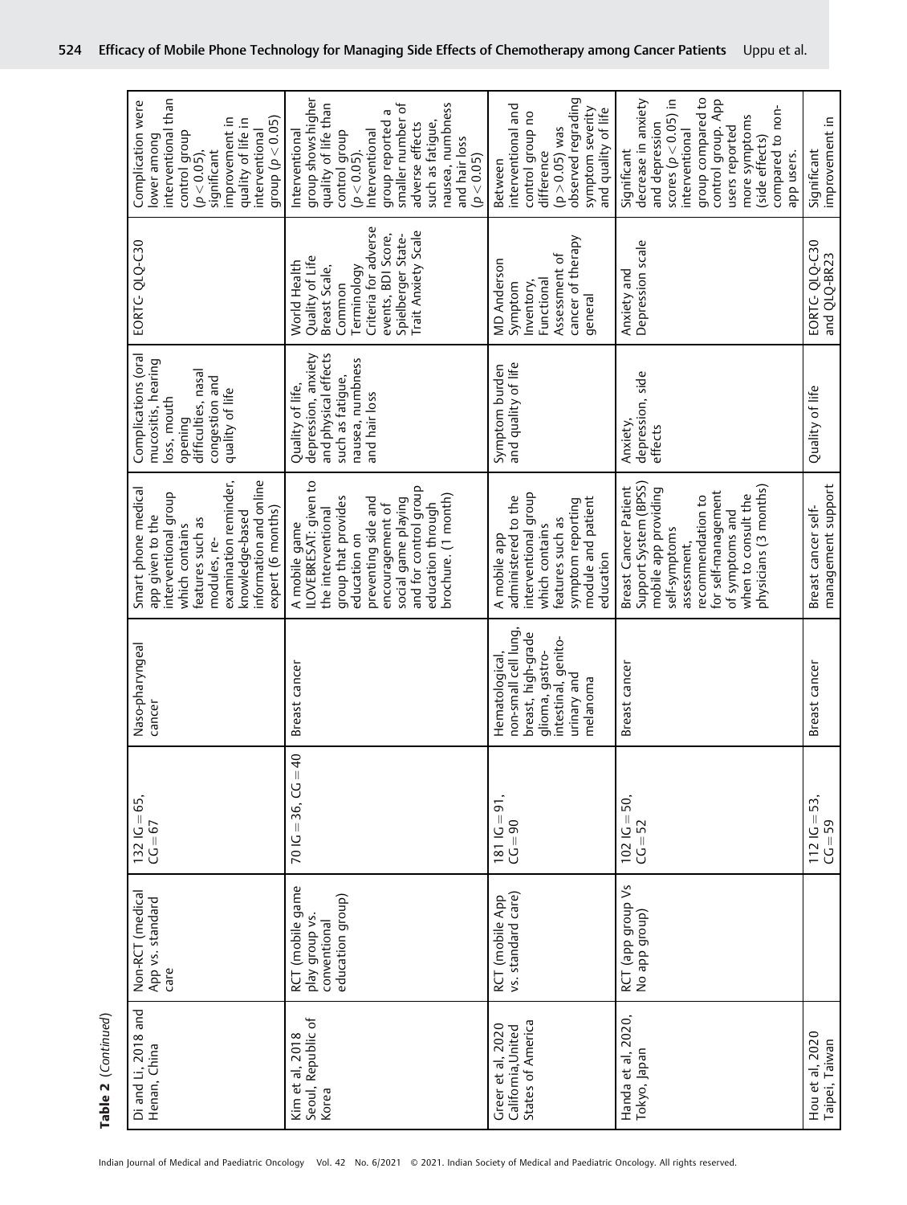**Table 2** (*Continued*)

| | | | | | | | |
|---|---|---|---|---|---|---|---|
| Di and Li, 2018 and Henan, China | Non-RCT (medical App vs. standard care | 132 IG = 65, CG = 67 | Naso-pharyngeal cancer | Smart phone medical app given to the interventional group which contains features such as modules, re-examination reminder, knowledge-based information and online expert (6 months) | Complications (oral mucositis, hearing loss, mouth opening difficulties, nasal congestion and quality of life | EORTC- QLQ-C30 | Complication were lower among interventional than control group ($p < 0.05$), significant improvement in quality of life in interventional group ($p < 0.05$) |
| Kim et al, 2018 Seoul, Republic of Korea | RCT (mobile game play group vs. conventional education group) | 70 IG = 36, CG = 40 | Breast cancer | A mobile game ILOVEBREAST: given to the interventional group that provides education on preventing side and encouragement of social game playing and for control group education through brochure. (1 month) | Quality of life, depression, anxiety and physical effects such as fatigue, nausea, numbness and hair loss | World Health Quality of Life Breast Scale, Common Terminology Criteria for adverse events, BDI Score, Spielberger State-Trait Anxiety Scale | Interventional group shows higher quality of life than control group ($p < 0.05$). Interventional group reported a smaller number of adverse effects such as fatigue, nausea, numbness and hair loss ($p < 0.05$) |
| Greer et al, 2020 California,United States of America | RCT (mobile App vs. standard care) | 181 IG = 91, CG = 90 | Hematological, non-small cell lung, breast, high-grade glioma, gastro-intestinal, genito-urinary and melanoma | A mobile app administered to the interventional group which contains features such as symptom reporting module and patient education | Symptom burden and quality of life | MD Anderson Symptom Inventory, Functional Assessment of cancer of therapy general | Between interventional and control group no difference ($p > 0.05$) was observed regrading symptom severity and quality of life |
| Handa et al, 2020, Tokyo, Japan | RCT (app group Vs No app group) | 102 IG = 50, CG = 52 | Breast cancer | Breast Cancer Patient Support System (BPSS) mobile app providing self-symptoms assessment, recommendation to for self-management of symptoms and when to consult the physicians (3 months) | Anxiety, depression, side effects | Anxiety and Depression scale | Significant decrease in anxiety and depression scores ($p < 0.05$) in interventional group compared to control group. App users reported more symptoms (side effects) compared to non-app users. |
| Hou et al, 2020 Taipei, Taiwan | | 112 IG = 53, CG = 59 | Breast cancer | Breast cancer self-management support | Quality of life | EORTC- QLQ-C30 and QLQ-BR23 | Significant improvement in |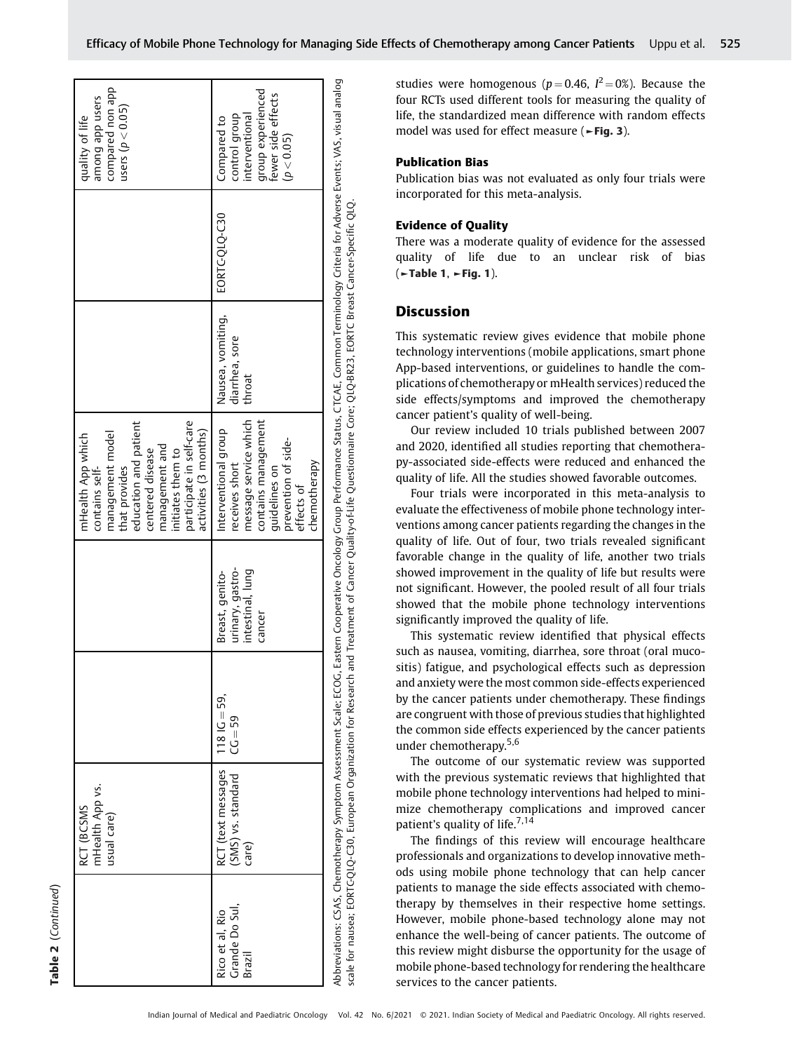**Table 2** (Continued)

| | | | | | | | |
|---|---|---|---|---|---|---|---|
| | RCT (BCSMS mHealth App vs. usual care) | | | mHealth App which contains self-management model that provides education and patient centered disease management and initiates them to participate in self-care activities (3 months) | | | quality of life among app users compared non app users ($p < 0.05$) |
| Rico et al, Rio Grande Do Sul, Brazil | RCT (text messages (SMS) vs. standard care) | 118 IG = 59, CG = 59 | Breast, genito-urinary, gastro-intestinal, lung cancer | Interventional group receives short message service which contains management guidelines on prevention of side-effects of chemotherapy | Nausea, vomiting, diarrhea, sore throat | EORTC-QLQ-C30 | Compared to control group interventional group experienced fewer side effects ($p < 0.05$) |

Abbreviations: CSAS, Chemotherapy Symptom Assessment Scale; ECOG, Eastern Cooperative Oncology Group Performance Status, CTCAE, Common Terminology Criteria for Adverse Events; VAS, visual analog scale for nausea; EORTC-QLQ-C30, European Organization for Research and Treatment of Cancer Quality-of-Life Questionnaire Core; QLQ-BR23, EORTC Breast Cancer-Specific QLQ.

studies were homogenous ($p = 0.46$, $I^2 = 0\%$). Because the four RCTs used different tools for measuring the quality of life, the standardized mean difference with random effects model was used for effect measure (►**Fig. 3**).

#### Publication Bias

Publication bias was not evaluated as only four trials were incorporated for this meta-analysis.

#### Evidence of Quality

There was a moderate quality of evidence for the assessed quality of life due to an unclear risk of bias (►**Table 1**, ►**Fig. 1**).

## Discussion

This systematic review gives evidence that mobile phone technology interventions (mobile applications, smart phone App-based interventions, or guidelines to handle the complications of chemotherapy or mHealth services) reduced the side effects/symptoms and improved the chemotherapy cancer patient's quality of well-being.

Our review included 10 trials published between 2007 and 2020, identified all studies reporting that chemotherapy-associated side-effects were reduced and enhanced the quality of life. All the studies showed favorable outcomes.

Four trials were incorporated in this meta-analysis to evaluate the effectiveness of mobile phone technology interventions among cancer patients regarding the changes in the quality of life. Out of four, two trials revealed significant favorable change in the quality of life, another two trials showed improvement in the quality of life but results were not significant. However, the pooled result of all four trials showed that the mobile phone technology interventions significantly improved the quality of life.

This systematic review identified that physical effects such as nausea, vomiting, diarrhea, sore throat (oral mucositis) fatigue, and psychological effects such as depression and anxiety were the most common side-effects experienced by the cancer patients under chemotherapy. These findings are congruent with those of previous studies that highlighted the common side effects experienced by the cancer patients under chemotherapy.[5,6]

The outcome of our systematic review was supported with the previous systematic reviews that highlighted that mobile phone technology interventions had helped to minimize chemotherapy complications and improved cancer patient's quality of life.[7,14]

The findings of this review will encourage healthcare professionals and organizations to develop innovative methods using mobile phone technology that can help cancer patients to manage the side effects associated with chemotherapy by themselves in their respective home settings. However, mobile phone-based technology alone may not enhance the well-being of cancer patients. The outcome of this review might disburse the opportunity for the usage of mobile phone-based technology for rendering the healthcare services to the cancer patients.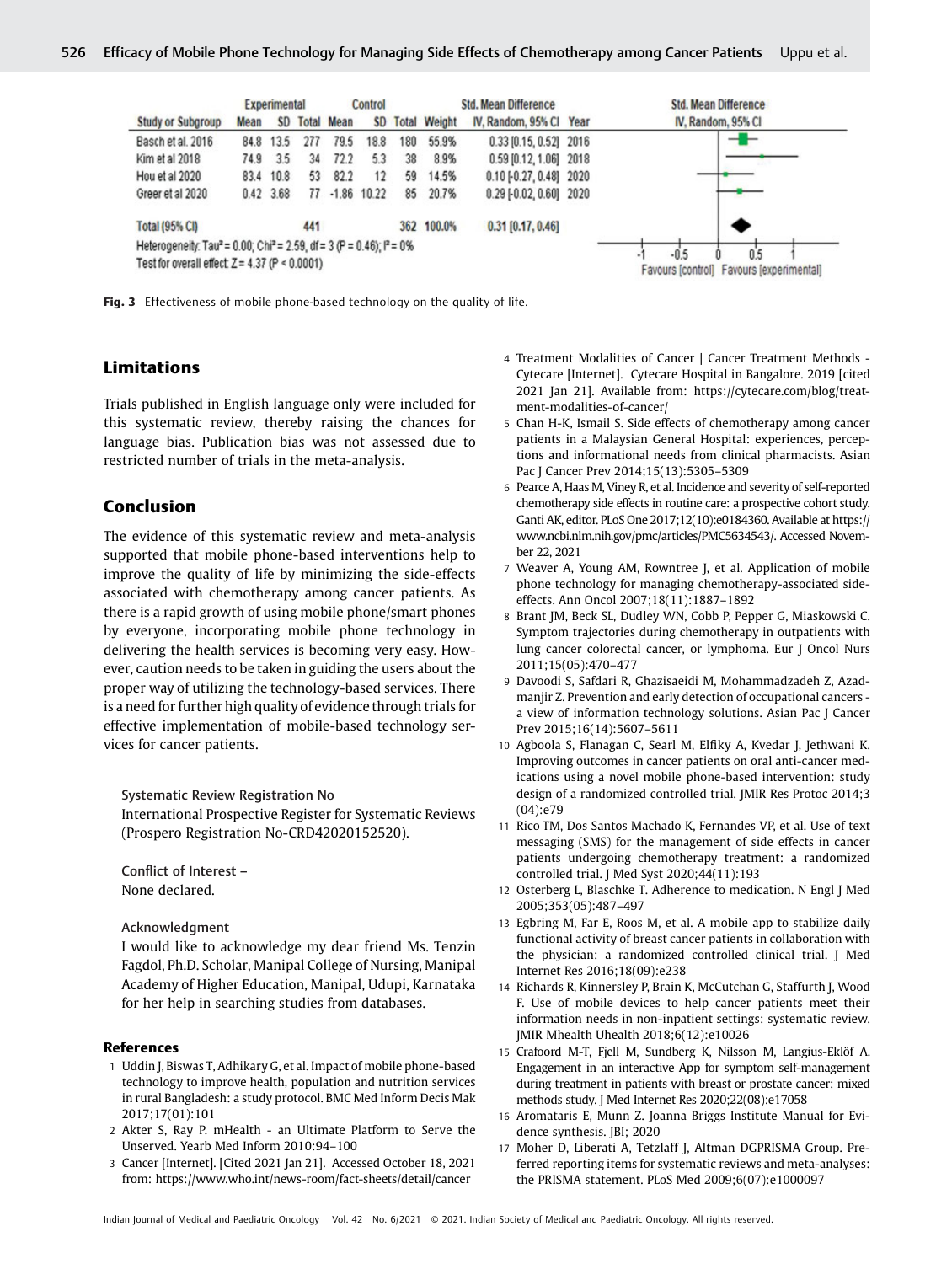| Study or Subgroup | Experimental | | | Control | | | Weight | Std. Mean Difference | Year |
|---|---|---|---|---|---|---|---|---|---|
| | Mean | SD | Total | Mean | SD | Total | | IV, Random, 95% CI | |
| Basch et al. 2016 | 84.8 | 13.5 | 277 | 79.5 | 18.8 | 180 | 55.9% | 0.33 [0.15, 0.52] | 2016 |
| Kim et al 2018 | 74.9 | 3.5 | 34 | 72.2 | 5.3 | 38 | 8.9% | 0.59 [0.12, 1.06] | 2018 |
| Hou et al 2020 | 83.4 | 10.8 | 53 | 82.2 | 12 | 59 | 14.5% | 0.10 [-0.27, 0.48] | 2020 |
| Greer et al 2020 | 0.42 | 3.68 | 77 | -1.86 | 10.22 | 85 | 20.7% | 0.29 [-0.02, 0.60] | 2020 |
| **Total (95% CI)** | | | 441 | | | 362 | 100.0% | 0.31 [0.17, 0.46] | |

Heterogeneity: $Tau^2 = 0.00$; $Chi^2 = 2.59$, $df = 3$ ($P = 0.46$); $I^2 = 0\%$

Test for overall effect: $Z = 4.37$ ($P < 0.0001$)

Favours [control] Favours [experimental]

**Fig. 3** Effectiveness of mobile phone-based technology on the quality of life.

## Limitations

Trials published in English language only were included for this systematic review, thereby raising the chances for language bias. Publication bias was not assessed due to restricted number of trials in the meta-analysis.

## Conclusion

The evidence of this systematic review and meta-analysis supported that mobile phone-based interventions help to improve the quality of life by minimizing the side-effects associated with chemotherapy among cancer patients. As there is a rapid growth of using mobile phone/smart phones by everyone, incorporating mobile phone technology in delivering the health services is becoming very easy. However, caution needs to be taken in guiding the users about the proper way of utilizing the technology-based services. There is a need for further high quality of evidence through trials for effective implementation of mobile-based technology services for cancer patients.

Systematic Review Registration No
International Prospective Register for Systematic Reviews (Prospero Registration No-CRD42020152520).

Conflict of Interest –
None declared.

Acknowledgment
I would like to acknowledge my dear friend Ms. Tenzin Fagdol, Ph.D. Scholar, Manipal College of Nursing, Manipal Academy of Higher Education, Manipal, Udupi, Karnataka for her help in searching studies from databases.

## References

1. Uddin J, Biswas T, Adhikary G, et al. Impact of mobile phone-based technology to improve health, population and nutrition services in rural Bangladesh: a study protocol. BMC Med Inform Decis Mak 2017;17(01):101
2. Akter S, Ray P. mHealth - an Ultimate Platform to Serve the Unserved. Yearb Med Inform 2010:94–100
3. Cancer [Internet]. [Cited 2021 Jan 21]. Accessed October 18, 2021 from: https://www.who.int/news-room/fact-sheets/detail/cancer
4. Treatment Modalities of Cancer | Cancer Treatment Methods - Cytecare [Internet]. Cytecare Hospital in Bangalore. 2019 [cited 2021 Jan 21]. Available from: https://cytecare.com/blog/treatment-modalities-of-cancer/
5. Chan H-K, Ismail S. Side effects of chemotherapy among cancer patients in a Malaysian General Hospital: experiences, perceptions and informational needs from clinical pharmacists. Asian Pac J Cancer Prev 2014;15(13):5305–5309
6. Pearce A, Haas M, Viney R, et al. Incidence and severity of self-reported chemotherapy side effects in routine care: a prospective cohort study. Ganti AK, editor. PLoS One 2017;12(10):e0184360. Available at https://www.ncbi.nlm.nih.gov/pmc/articles/PMC5634543/. Accessed November 22, 2021
7. Weaver A, Young AM, Rowntree J, et al. Application of mobile phone technology for managing chemotherapy-associated side-effects. Ann Oncol 2007;18(11):1887–1892
8. Brant JM, Beck SL, Dudley WN, Cobb P, Pepper G, Miaskowski C. Symptom trajectories during chemotherapy in outpatients with lung cancer colorectal cancer, or lymphoma. Eur J Oncol Nurs 2011;15(05):470–477
9. Davoodi S, Safdari R, Ghazisaeidi M, Mohammadzadeh Z, Azadmanjir Z. Prevention and early detection of occupational cancers - a view of information technology solutions. Asian Pac J Cancer Prev 2015;16(14):5607–5611
10. Agboola S, Flanagan C, Searl M, Elfiky A, Kvedar J, Jethwani K. Improving outcomes in cancer patients on oral anti-cancer medications using a novel mobile phone-based intervention: study design of a randomized controlled trial. JMIR Res Protoc 2014;3(04):e79
11. Rico TM, Dos Santos Machado K, Fernandes VP, et al. Use of text messaging (SMS) for the management of side effects in cancer patients undergoing chemotherapy treatment: a randomized controlled trial. J Med Syst 2020;44(11):193
12. Osterberg L, Blaschke T. Adherence to medication. N Engl J Med 2005;353(05):487–497
13. Egbring M, Far E, Roos M, et al. A mobile app to stabilize daily functional activity of breast cancer patients in collaboration with the physician: a randomized controlled clinical trial. J Med Internet Res 2016;18(09):e238
14. Richards R, Kinnersley P, Brain K, McCutchan G, Staffurth J, Wood F. Use of mobile devices to help cancer patients meet their information needs in non-inpatient settings: systematic review. JMIR Mhealth Uhealth 2018;6(12):e10026
15. Crafoord M-T, Fjell M, Sundberg K, Nilsson M, Langius-Eklöf A. Engagement in an interactive App for symptom self-management during treatment in patients with breast or prostate cancer: mixed methods study. J Med Internet Res 2020;22(08):e17058
16. Aromataris E, Munn Z. Joanna Briggs Institute Manual for Evidence synthesis. JBI; 2020
17. Moher D, Liberati A, Tetzlaff J, Altman DGPRISMA Group. Preferred reporting items for systematic reviews and meta-analyses: the PRISMA statement. PLoS Med 2009;6(07):e1000097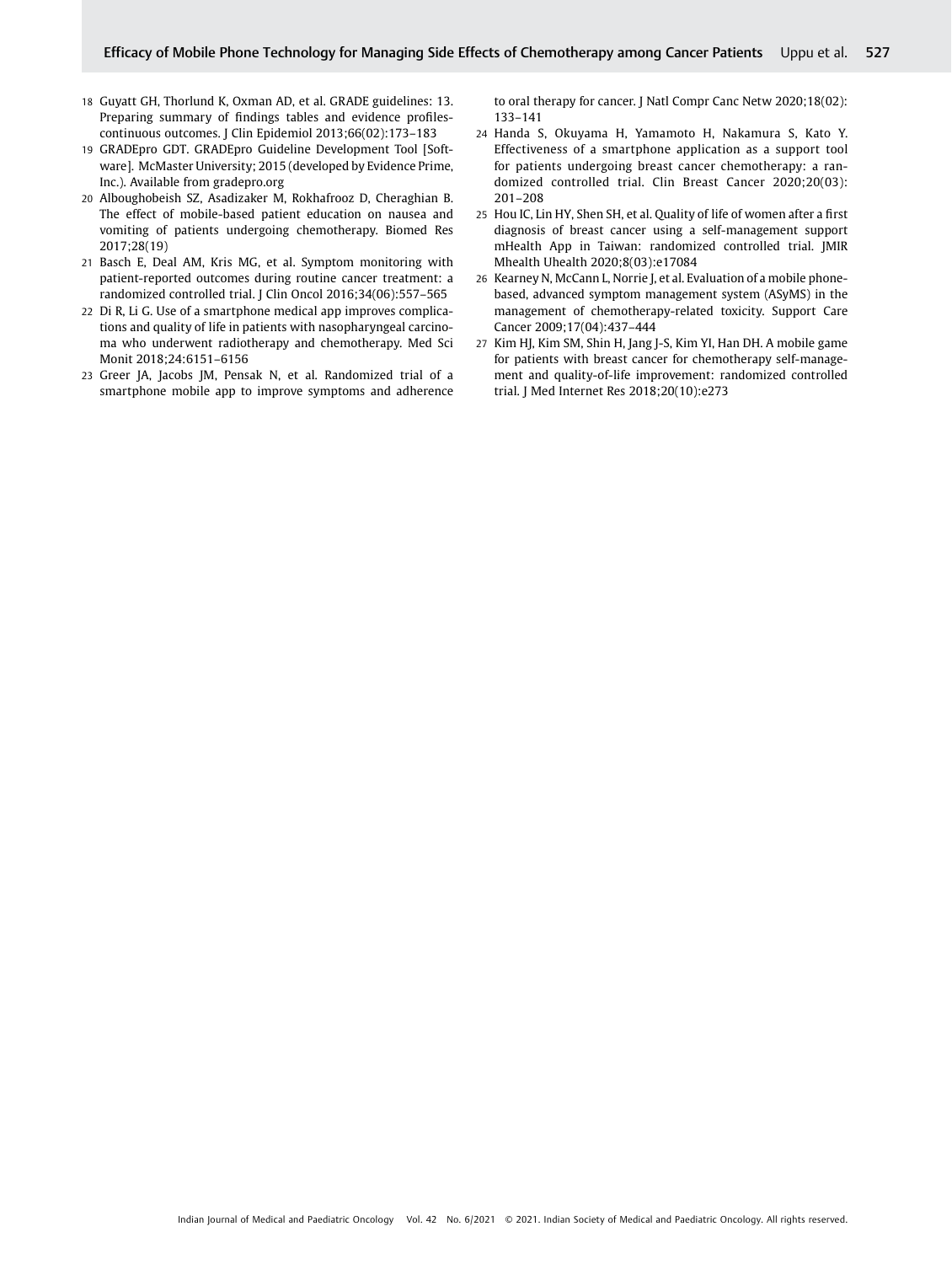18 Guyatt GH, Thorlund K, Oxman AD, et al. GRADE guidelines: 13. Preparing summary of findings tables and evidence profiles-continuous outcomes. J Clin Epidemiol 2013;66(02):173–183

19 GRADEpro GDT. GRADEpro Guideline Development Tool [Software]. McMaster University; 2015 (developed by Evidence Prime, Inc.). Available from gradepro.org

20 Alboughobeish SZ, Asadizaker M, Rokhafrooz D, Cheraghian B. The effect of mobile-based patient education on nausea and vomiting of patients undergoing chemotherapy. Biomed Res 2017;28(19)

21 Basch E, Deal AM, Kris MG, et al. Symptom monitoring with patient-reported outcomes during routine cancer treatment: a randomized controlled trial. J Clin Oncol 2016;34(06):557–565

22 Di R, Li G. Use of a smartphone medical app improves complications and quality of life in patients with nasopharyngeal carcinoma who underwent radiotherapy and chemotherapy. Med Sci Monit 2018;24:6151–6156

23 Greer JA, Jacobs JM, Pensak N, et al. Randomized trial of a smartphone mobile app to improve symptoms and adherence to oral therapy for cancer. J Natl Compr Canc Netw 2020;18(02):133–141

24 Handa S, Okuyama H, Yamamoto H, Nakamura S, Kato Y. Effectiveness of a smartphone application as a support tool for patients undergoing breast cancer chemotherapy: a randomized controlled trial. Clin Breast Cancer 2020;20(03):201–208

25 Hou IC, Lin HY, Shen SH, et al. Quality of life of women after a first diagnosis of breast cancer using a self-management support mHealth App in Taiwan: randomized controlled trial. JMIR Mhealth Uhealth 2020;8(03):e17084

26 Kearney N, McCann L, Norrie J, et al. Evaluation of a mobile phone-based, advanced symptom management system (ASyMS) in the management of chemotherapy-related toxicity. Support Care Cancer 2009;17(04):437–444

27 Kim HJ, Kim SM, Shin H, Jang J-S, Kim YI, Han DH. A mobile game for patients with breast cancer for chemotherapy self-management and quality-of-life improvement: randomized controlled trial. J Med Internet Res 2018;20(10):e273